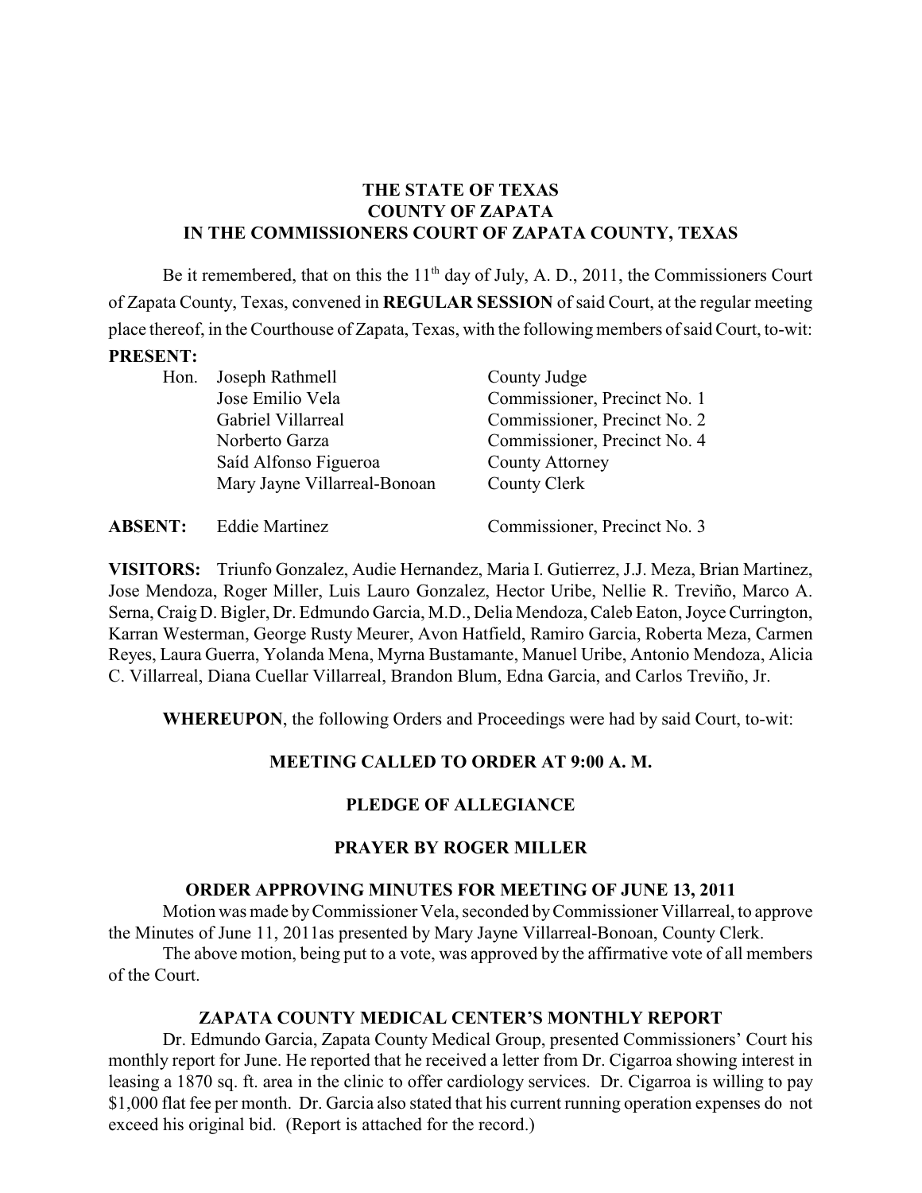**THE STATE OF TEXAS**
**COUNTY OF ZAPATA**
**IN THE COMMISSIONERS COURT OF ZAPATA COUNTY, TEXAS**

Be it remembered, that on this the 11th day of July, A. D., 2011, the Commissioners Court of Zapata County, Texas, convened in **REGULAR SESSION** of said Court, at the regular meeting place thereof, in the Courthouse of Zapata, Texas, with the following members of said Court, to-wit:

**PRESENT:**

| | | |
|---|---|---|
| Hon. | Joseph Rathmell | County Judge |
| | Jose Emilio Vela | Commissioner, Precinct No. 1 |
| | Gabriel Villarreal | Commissioner, Precinct No. 2 |
| | Norberto Garza | Commissioner, Precinct No. 4 |
| | Saíd Alfonso Figueroa | County Attorney |
| | Mary Jayne Villarreal-Bonoan | County Clerk |
| **ABSENT:** | Eddie Martinez | Commissioner, Precinct No. 3 |

**VISITORS:** Triunfo Gonzalez, Audie Hernandez, Maria I. Gutierrez, J.J. Meza, Brian Martinez, Jose Mendoza, Roger Miller, Luis Lauro Gonzalez, Hector Uribe, Nellie R. Treviño, Marco A. Serna, Craig D. Bigler, Dr. Edmundo Garcia, M.D., Delia Mendoza, Caleb Eaton, Joyce Currington, Karran Westerman, George Rusty Meurer, Avon Hatfield, Ramiro Garcia, Roberta Meza, Carmen Reyes, Laura Guerra, Yolanda Mena, Myrna Bustamante, Manuel Uribe, Antonio Mendoza, Alicia C. Villarreal, Diana Cuellar Villarreal, Brandon Blum, Edna Garcia, and Carlos Treviño, Jr.

**WHEREUPON**, the following Orders and Proceedings were had by said Court, to-wit:

**MEETING CALLED TO ORDER AT 9:00 A. M.**

**PLEDGE OF ALLEGIANCE**

**PRAYER BY ROGER MILLER**

**ORDER APPROVING MINUTES FOR MEETING OF JUNE 13, 2011**

Motion was made by Commissioner Vela, seconded by Commissioner Villarreal, to approve the Minutes of June 11, 2011as presented by Mary Jayne Villarreal-Bonoan, County Clerk.

The above motion, being put to a vote, was approved by the affirmative vote of all members of the Court.

**ZAPATA COUNTY MEDICAL CENTER'S MONTHLY REPORT**

Dr. Edmundo Garcia, Zapata County Medical Group, presented Commissioners' Court his monthly report for June. He reported that he received a letter from Dr. Cigarroa showing interest in leasing a 1870 sq. ft. area in the clinic to offer cardiology services. Dr. Cigarroa is willing to pay $1,000 flat fee per month. Dr. Garcia also stated that his current running operation expenses do not exceed his original bid. (Report is attached for the record.)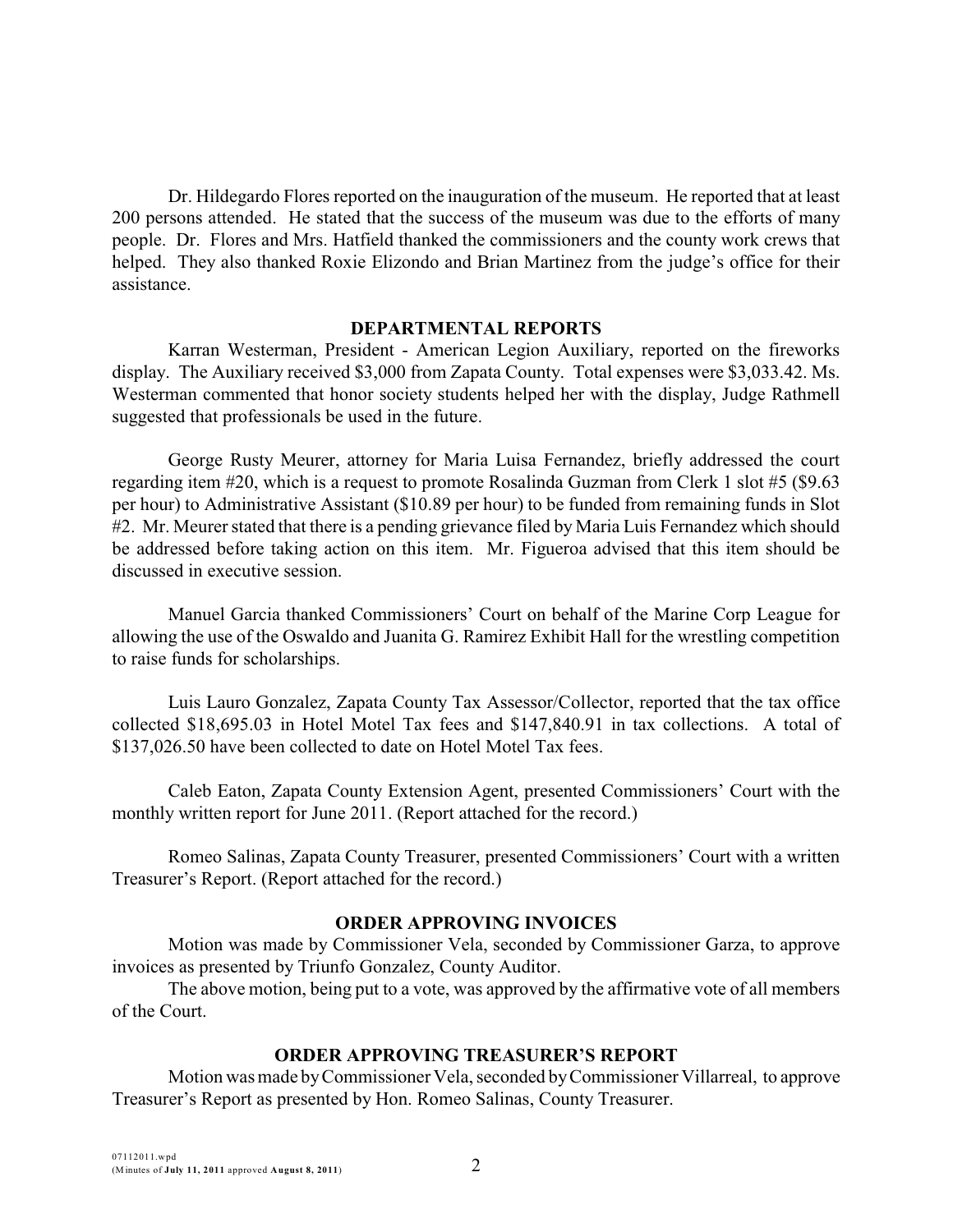Dr. Hildegardo Flores reported on the inauguration of the museum. He reported that at least 200 persons attended. He stated that the success of the museum was due to the efforts of many people. Dr. Flores and Mrs. Hatfield thanked the commissioners and the county work crews that helped. They also thanked Roxie Elizondo and Brian Martinez from the judge's office for their assistance.

## DEPARTMENTAL REPORTS

Karran Westerman, President - American Legion Auxiliary, reported on the fireworks display. The Auxiliary received $3,000 from Zapata County. Total expenses were $3,033.42. Ms. Westerman commented that honor society students helped her with the display, Judge Rathmell suggested that professionals be used in the future.

George Rusty Meurer, attorney for Maria Luisa Fernandez, briefly addressed the court regarding item #20, which is a request to promote Rosalinda Guzman from Clerk 1 slot #5 ($9.63 per hour) to Administrative Assistant ($10.89 per hour) to be funded from remaining funds in Slot #2. Mr. Meurer stated that there is a pending grievance filed by Maria Luis Fernandez which should be addressed before taking action on this item. Mr. Figueroa advised that this item should be discussed in executive session.

Manuel Garcia thanked Commissioners' Court on behalf of the Marine Corp League for allowing the use of the Oswaldo and Juanita G. Ramirez Exhibit Hall for the wrestling competition to raise funds for scholarships.

Luis Lauro Gonzalez, Zapata County Tax Assessor/Collector, reported that the tax office collected $18,695.03 in Hotel Motel Tax fees and $147,840.91 in tax collections. A total of $137,026.50 have been collected to date on Hotel Motel Tax fees.

Caleb Eaton, Zapata County Extension Agent, presented Commissioners' Court with the monthly written report for June 2011. (Report attached for the record.)

Romeo Salinas, Zapata County Treasurer, presented Commissioners' Court with a written Treasurer's Report. (Report attached for the record.)

## ORDER APPROVING INVOICES

Motion was made by Commissioner Vela, seconded by Commissioner Garza, to approve invoices as presented by Triunfo Gonzalez, County Auditor.

The above motion, being put to a vote, was approved by the affirmative vote of all members of the Court.

## ORDER APPROVING TREASURER'S REPORT

Motion was made by Commissioner Vela, seconded by Commissioner Villarreal, to approve Treasurer's Report as presented by Hon. Romeo Salinas, County Treasurer.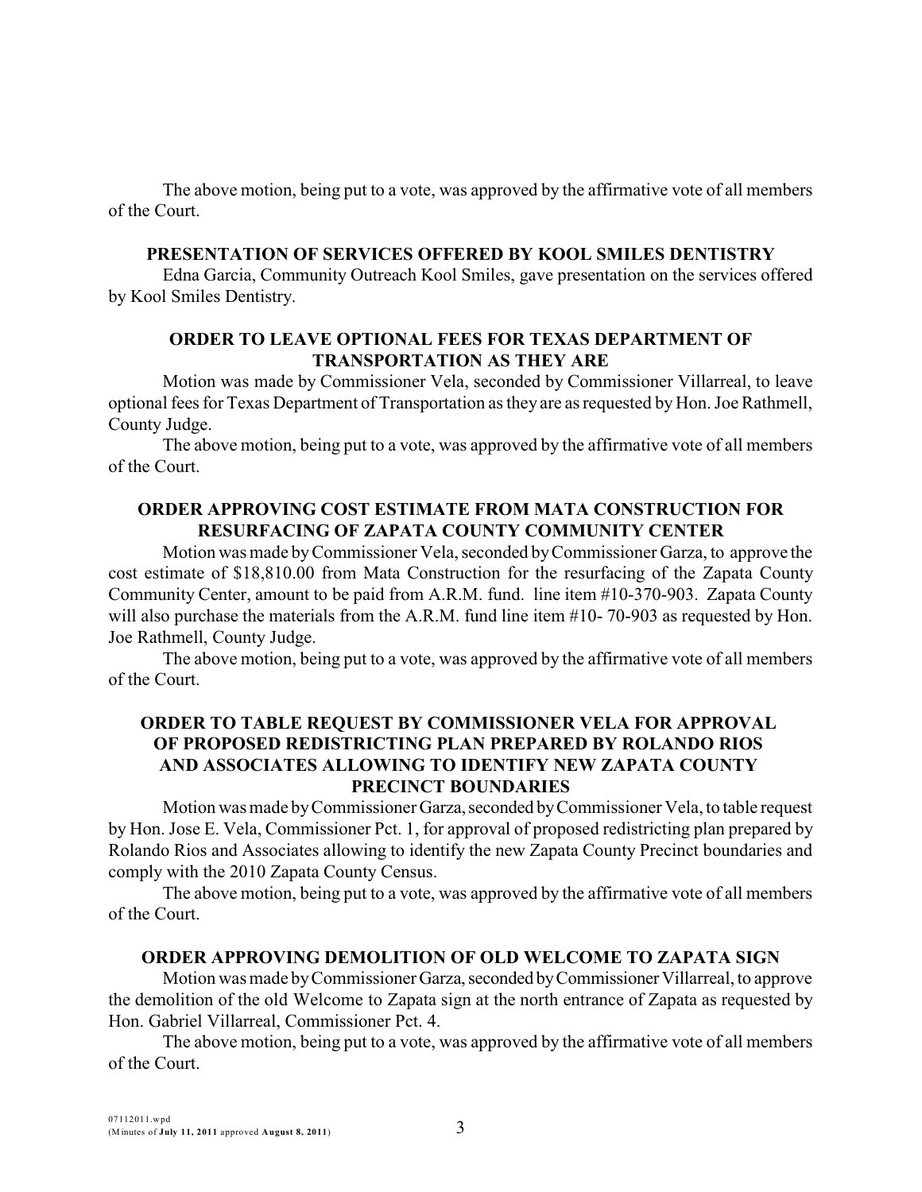The above motion, being put to a vote, was approved by the affirmative vote of all members of the Court.

**PRESENTATION OF SERVICES OFFERED BY KOOL SMILES DENTISTRY**

Edna Garcia, Community Outreach Kool Smiles, gave presentation on the services offered by Kool Smiles Dentistry.

**ORDER TO LEAVE OPTIONAL FEES FOR TEXAS DEPARTMENT OF TRANSPORTATION AS THEY ARE**

Motion was made by Commissioner Vela, seconded by Commissioner Villarreal, to leave optional fees for Texas Department of Transportation as they are as requested by Hon. Joe Rathmell, County Judge.

The above motion, being put to a vote, was approved by the affirmative vote of all members of the Court.

**ORDER APPROVING COST ESTIMATE FROM MATA CONSTRUCTION FOR RESURFACING OF ZAPATA COUNTY COMMUNITY CENTER**

Motion was made by Commissioner Vela, seconded by Commissioner Garza, to approve the cost estimate of $18,810.00 from Mata Construction for the resurfacing of the Zapata County Community Center, amount to be paid from A.R.M. fund. line item #10-370-903. Zapata County will also purchase the materials from the A.R.M. fund line item #10- 70-903 as requested by Hon. Joe Rathmell, County Judge.

The above motion, being put to a vote, was approved by the affirmative vote of all members of the Court.

**ORDER TO TABLE REQUEST BY COMMISSIONER VELA FOR APPROVAL OF PROPOSED REDISTRICTING PLAN PREPARED BY ROLANDO RIOS AND ASSOCIATES ALLOWING TO IDENTIFY NEW ZAPATA COUNTY PRECINCT BOUNDARIES**

Motion was made by Commissioner Garza, seconded by Commissioner Vela, to table request by Hon. Jose E. Vela, Commissioner Pct. 1, for approval of proposed redistricting plan prepared by Rolando Rios and Associates allowing to identify the new Zapata County Precinct boundaries and comply with the 2010 Zapata County Census.

The above motion, being put to a vote, was approved by the affirmative vote of all members of the Court.

**ORDER APPROVING DEMOLITION OF OLD WELCOME TO ZAPATA SIGN**

Motion was made by Commissioner Garza, seconded by Commissioner Villarreal, to approve the demolition of the old Welcome to Zapata sign at the north entrance of Zapata as requested by Hon. Gabriel Villarreal, Commissioner Pct. 4.

The above motion, being put to a vote, was approved by the affirmative vote of all members of the Court.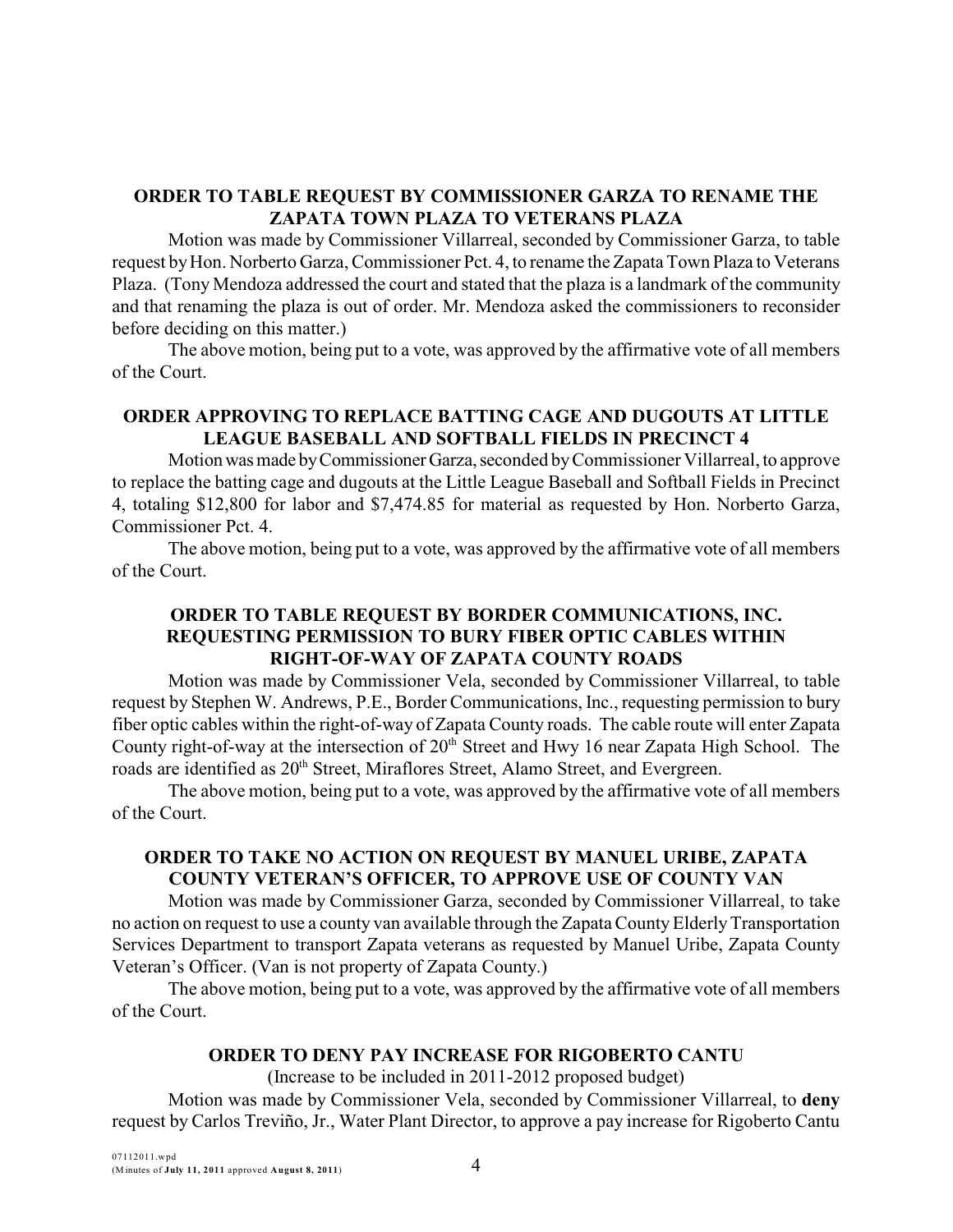**ORDER TO TABLE REQUEST BY COMMISSIONER GARZA TO RENAME THE ZAPATA TOWN PLAZA TO VETERANS PLAZA**

Motion was made by Commissioner Villarreal, seconded by Commissioner Garza, to table request by Hon. Norberto Garza, Commissioner Pct. 4, to rename the Zapata Town Plaza to Veterans Plaza. (Tony Mendoza addressed the court and stated that the plaza is a landmark of the community and that renaming the plaza is out of order. Mr. Mendoza asked the commissioners to reconsider before deciding on this matter.)

The above motion, being put to a vote, was approved by the affirmative vote of all members of the Court.

**ORDER APPROVING TO REPLACE BATTING CAGE AND DUGOUTS AT LITTLE LEAGUE BASEBALL AND SOFTBALL FIELDS IN PRECINCT 4**

Motion was made by Commissioner Garza, seconded by Commissioner Villarreal, to approve to replace the batting cage and dugouts at the Little League Baseball and Softball Fields in Precinct 4, totaling $12,800 for labor and $7,474.85 for material as requested by Hon. Norberto Garza, Commissioner Pct. 4.

The above motion, being put to a vote, was approved by the affirmative vote of all members of the Court.

**ORDER TO TABLE REQUEST BY BORDER COMMUNICATIONS, INC. REQUESTING PERMISSION TO BURY FIBER OPTIC CABLES WITHIN RIGHT-OF-WAY OF ZAPATA COUNTY ROADS**

Motion was made by Commissioner Vela, seconded by Commissioner Villarreal, to table request by Stephen W. Andrews, P.E., Border Communications, Inc., requesting permission to bury fiber optic cables within the right-of-way of Zapata County roads. The cable route will enter Zapata County right-of-way at the intersection of 20th Street and Hwy 16 near Zapata High School. The roads are identified as 20th Street, Miraflores Street, Alamo Street, and Evergreen.

The above motion, being put to a vote, was approved by the affirmative vote of all members of the Court.

**ORDER TO TAKE NO ACTION ON REQUEST BY MANUEL URIBE, ZAPATA COUNTY VETERAN'S OFFICER, TO APPROVE USE OF COUNTY VAN**

Motion was made by Commissioner Garza, seconded by Commissioner Villarreal, to take no action on request to use a county van available through the Zapata County Elderly Transportation Services Department to transport Zapata veterans as requested by Manuel Uribe, Zapata County Veteran's Officer. (Van is not property of Zapata County.)

The above motion, being put to a vote, was approved by the affirmative vote of all members of the Court.

**ORDER TO DENY PAY INCREASE FOR RIGOBERTO CANTU**

(Increase to be included in 2011-2012 proposed budget)

Motion was made by Commissioner Vela, seconded by Commissioner Villarreal, to **deny** request by Carlos Treviño, Jr., Water Plant Director, to approve a pay increase for Rigoberto Cantu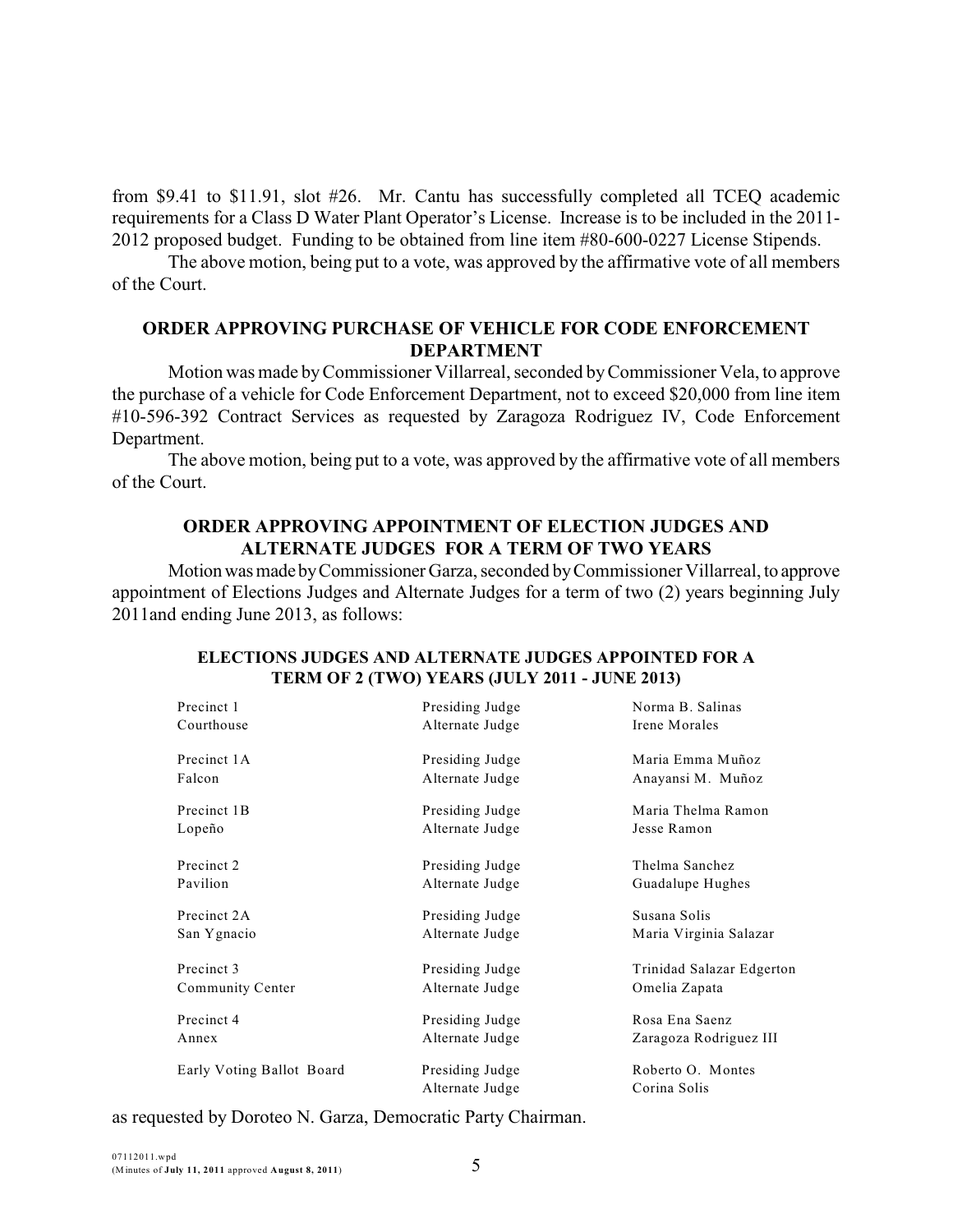from $9.41 to $11.91, slot #26. Mr. Cantu has successfully completed all TCEQ academic requirements for a Class D Water Plant Operator's License. Increase is to be included in the 2011-2012 proposed budget. Funding to be obtained from line item #80-600-0227 License Stipends.

The above motion, being put to a vote, was approved by the affirmative vote of all members of the Court.

## ORDER APPROVING PURCHASE OF VEHICLE FOR CODE ENFORCEMENT DEPARTMENT

Motion was made by Commissioner Villarreal, seconded by Commissioner Vela, to approve the purchase of a vehicle for Code Enforcement Department, not to exceed $20,000 from line item #10-596-392 Contract Services as requested by Zaragoza Rodriguez IV, Code Enforcement Department.

The above motion, being put to a vote, was approved by the affirmative vote of all members of the Court.

## ORDER APPROVING APPOINTMENT OF ELECTION JUDGES AND ALTERNATE JUDGES FOR A TERM OF TWO YEARS

Motion was made by Commissioner Garza, seconded by Commissioner Villarreal, to approve appointment of Elections Judges and Alternate Judges for a term of two (2) years beginning July 2011and ending June 2013, as follows:

**ELECTIONS JUDGES AND ALTERNATE JUDGES APPOINTED FOR A TERM OF 2 (TWO) YEARS (JULY 2011 - JUNE 2013)**

| Precinct | Position | Name |
|---|---|---|
| Precinct 1 | Presiding Judge | Norma B. Salinas |
| Courthouse | Alternate Judge | Irene Morales |
| Precinct 1A | Presiding Judge | Maria Emma Muñoz |
| Falcon | Alternate Judge | Anayansi M. Muñoz |
| Precinct 1B | Presiding Judge | Maria Thelma Ramon |
| Lopeño | Alternate Judge | Jesse Ramon |
| Precinct 2 | Presiding Judge | Thelma Sanchez |
| Pavilion | Alternate Judge | Guadalupe Hughes |
| Precinct 2A | Presiding Judge | Susana Solis |
| San Ygnacio | Alternate Judge | Maria Virginia Salazar |
| Precinct 3 | Presiding Judge | Trinidad Salazar Edgerton |
| Community Center | Alternate Judge | Omelia Zapata |
| Precinct 4 | Presiding Judge | Rosa Ena Saenz |
| Annex | Alternate Judge | Zaragoza Rodriguez III |
| Early Voting Ballot Board | Presiding Judge | Roberto O. Montes |
| | Alternate Judge | Corina Solis |

as requested by Doroteo N. Garza, Democratic Party Chairman.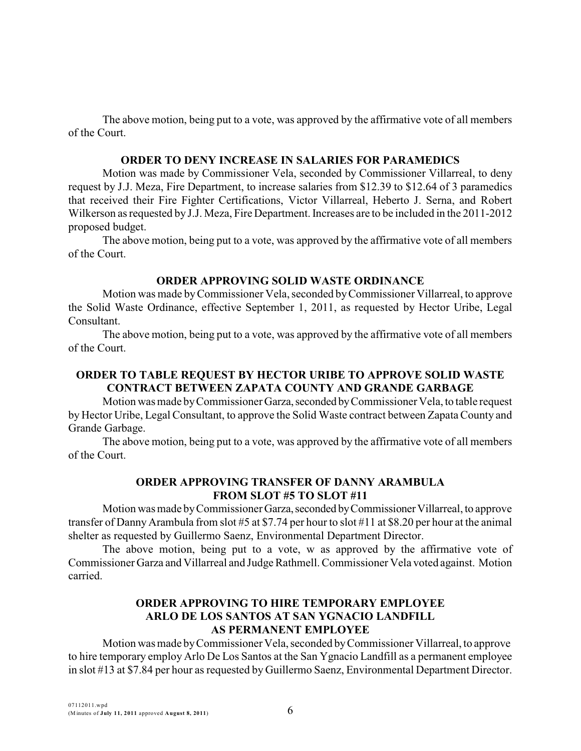The above motion, being put to a vote, was approved by the affirmative vote of all members of the Court.

**ORDER TO DENY INCREASE IN SALARIES FOR PARAMEDICS**

Motion was made by Commissioner Vela, seconded by Commissioner Villarreal, to deny request by J.J. Meza, Fire Department, to increase salaries from $12.39 to $12.64 of 3 paramedics that received their Fire Fighter Certifications, Victor Villarreal, Heberto J. Serna, and Robert Wilkerson as requested by J.J. Meza, Fire Department. Increases are to be included in the 2011-2012 proposed budget.

The above motion, being put to a vote, was approved by the affirmative vote of all members of the Court.

**ORDER APPROVING SOLID WASTE ORDINANCE**

Motion was made by Commissioner Vela, seconded by Commissioner Villarreal, to approve the Solid Waste Ordinance, effective September 1, 2011, as requested by Hector Uribe, Legal Consultant.

The above motion, being put to a vote, was approved by the affirmative vote of all members of the Court.

**ORDER TO TABLE REQUEST BY HECTOR URIBE TO APPROVE SOLID WASTE CONTRACT BETWEEN ZAPATA COUNTY AND GRANDE GARBAGE**

Motion was made by Commissioner Garza, seconded by Commissioner Vela, to table request by Hector Uribe, Legal Consultant, to approve the Solid Waste contract between Zapata County and Grande Garbage.

The above motion, being put to a vote, was approved by the affirmative vote of all members of the Court.

**ORDER APPROVING TRANSFER OF DANNY ARAMBULA FROM SLOT #5 TO SLOT #11**

Motion was made by Commissioner Garza, seconded by Commissioner Villarreal, to approve transfer of Danny Arambula from slot #5 at $7.74 per hour to slot #11 at $8.20 per hour at the animal shelter as requested by Guillermo Saenz, Environmental Department Director.

The above motion, being put to a vote, w as approved by the affirmative vote of Commissioner Garza and Villarreal and Judge Rathmell. Commissioner Vela voted against. Motion carried.

**ORDER APPROVING TO HIRE TEMPORARY EMPLOYEE ARLO DE LOS SANTOS AT SAN YGNACIO LANDFILL AS PERMANENT EMPLOYEE**

Motion was made by Commissioner Vela, seconded by Commissioner Villarreal, to approve to hire temporary employ Arlo De Los Santos at the San Ygnacio Landfill as a permanent employee in slot #13 at $7.84 per hour as requested by Guillermo Saenz, Environmental Department Director.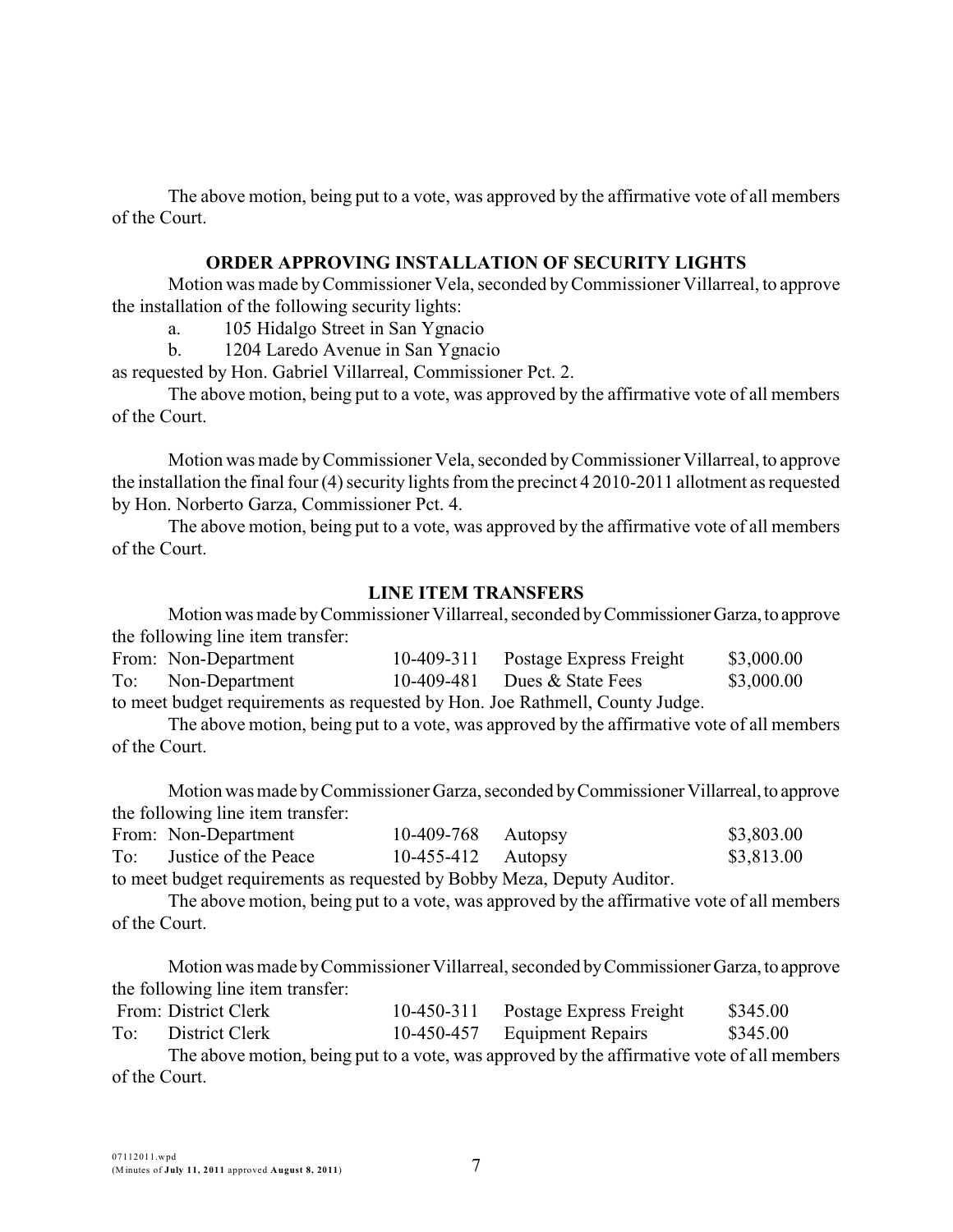The above motion, being put to a vote, was approved by the affirmative vote of all members of the Court.

### ORDER APPROVING INSTALLATION OF SECURITY LIGHTS

Motion was made by Commissioner Vela, seconded by Commissioner Villarreal, to approve the installation of the following security lights:

a. 105 Hidalgo Street in San Ygnacio
b. 1204 Laredo Avenue in San Ygnacio

as requested by Hon. Gabriel Villarreal, Commissioner Pct. 2.

The above motion, being put to a vote, was approved by the affirmative vote of all members of the Court.

Motion was made by Commissioner Vela, seconded by Commissioner Villarreal, to approve the installation the final four (4) security lights from the precinct 4 2010-2011 allotment as requested by Hon. Norberto Garza, Commissioner Pct. 4.

The above motion, being put to a vote, was approved by the affirmative vote of all members of the Court.

### LINE ITEM TRANSFERS

Motion was made by Commissioner Villarreal, seconded by Commissioner Garza, to approve the following line item transfer:

| | | | | |
|---|---|---|---|---|
| From: | Non-Department | 10-409-311 | Postage Express Freight | \$3,000.00 |
| To: | Non-Department | 10-409-481 | Dues & State Fees | \$3,000.00 |

to meet budget requirements as requested by Hon. Joe Rathmell, County Judge.

The above motion, being put to a vote, was approved by the affirmative vote of all members of the Court.

Motion was made by Commissioner Garza, seconded by Commissioner Villarreal, to approve the following line item transfer:

| | | | | |
|---|---|---|---|---|
| From: | Non-Department | 10-409-768 | Autopsy | \$3,803.00 |
| To: | Justice of the Peace | 10-455-412 | Autopsy | \$3,813.00 |

to meet budget requirements as requested by Bobby Meza, Deputy Auditor.

The above motion, being put to a vote, was approved by the affirmative vote of all members of the Court.

Motion was made by Commissioner Villarreal, seconded by Commissioner Garza, to approve the following line item transfer:

| | | | | |
|---|---|---|---|---|
| From: | District Clerk | 10-450-311 | Postage Express Freight | \$345.00 |
| To: | District Clerk | 10-450-457 | Equipment Repairs | \$345.00 |

The above motion, being put to a vote, was approved by the affirmative vote of all members of the Court.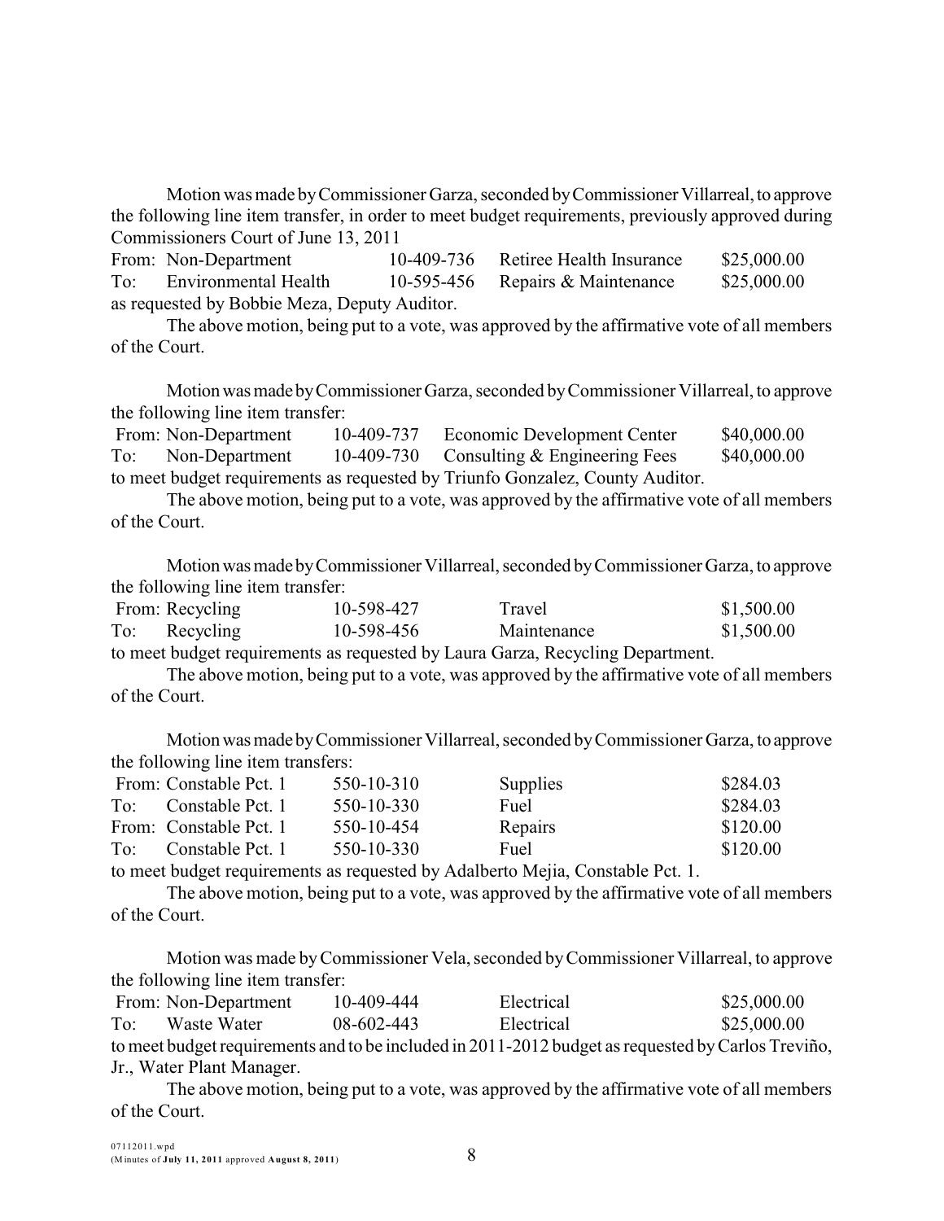Motion was made by Commissioner Garza, seconded by Commissioner Villarreal, to approve the following line item transfer, in order to meet budget requirements, previously approved during Commissioners Court of June 13, 2011

| | | | | |
|---|---|---|---|---|
| From: | Non-Department | 10-409-736 | Retiree Health Insurance | $25,000.00 |
| To: | Environmental Health | 10-595-456 | Repairs & Maintenance | $25,000.00 |

as requested by Bobbie Meza, Deputy Auditor.

The above motion, being put to a vote, was approved by the affirmative vote of all members of the Court.

Motion was made by Commissioner Garza, seconded by Commissioner Villarreal, to approve the following line item transfer:

| | | | | |
|---|---|---|---|---|
| From: | Non-Department | 10-409-737 | Economic Development Center | $40,000.00 |
| To: | Non-Department | 10-409-730 | Consulting & Engineering Fees | $40,000.00 |

to meet budget requirements as requested by Triunfo Gonzalez, County Auditor.

The above motion, being put to a vote, was approved by the affirmative vote of all members of the Court.

Motion was made by Commissioner Villarreal, seconded by Commissioner Garza, to approve the following line item transfer:

| | | | | |
|---|---|---|---|---|
| From: | Recycling | 10-598-427 | Travel | $1,500.00 |
| To: | Recycling | 10-598-456 | Maintenance | $1,500.00 |

to meet budget requirements as requested by Laura Garza, Recycling Department.

The above motion, being put to a vote, was approved by the affirmative vote of all members of the Court.

Motion was made by Commissioner Villarreal, seconded by Commissioner Garza, to approve the following line item transfers:

| | | | | |
|---|---|---|---|---|
| From: | Constable Pct. 1 | 550-10-310 | Supplies | $284.03 |
| To: | Constable Pct. 1 | 550-10-330 | Fuel | $284.03 |
| From: | Constable Pct. 1 | 550-10-454 | Repairs | $120.00 |
| To: | Constable Pct. 1 | 550-10-330 | Fuel | $120.00 |

to meet budget requirements as requested by Adalberto Mejia, Constable Pct. 1.

The above motion, being put to a vote, was approved by the affirmative vote of all members of the Court.

Motion was made by Commissioner Vela, seconded by Commissioner Villarreal, to approve the following line item transfer:

| | | | | |
|---|---|---|---|---|
| From: | Non-Department | 10-409-444 | Electrical | $25,000.00 |
| To: | Waste Water | 08-602-443 | Electrical | $25,000.00 |

to meet budget requirements and to be included in 2011-2012 budget as requested by Carlos Treviño, Jr., Water Plant Manager.

The above motion, being put to a vote, was approved by the affirmative vote of all members of the Court.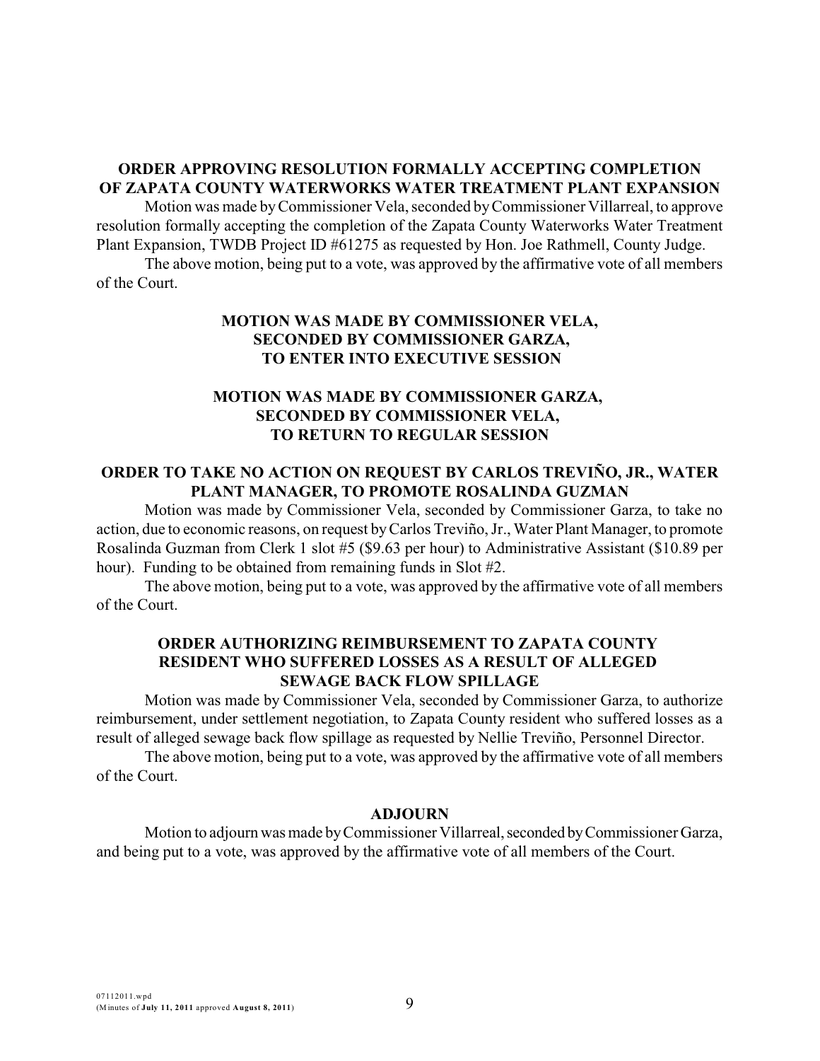**ORDER APPROVING RESOLUTION FORMALLY ACCEPTING COMPLETION OF ZAPATA COUNTY WATERWORKS WATER TREATMENT PLANT EXPANSION**

Motion was made by Commissioner Vela, seconded by Commissioner Villarreal, to approve resolution formally accepting the completion of the Zapata County Waterworks Water Treatment Plant Expansion, TWDB Project ID #61275 as requested by Hon. Joe Rathmell, County Judge.

The above motion, being put to a vote, was approved by the affirmative vote of all members of the Court.

**MOTION WAS MADE BY COMMISSIONER VELA, SECONDED BY COMMISSIONER GARZA, TO ENTER INTO EXECUTIVE SESSION**

**MOTION WAS MADE BY COMMISSIONER GARZA, SECONDED BY COMMISSIONER VELA, TO RETURN TO REGULAR SESSION**

**ORDER TO TAKE NO ACTION ON REQUEST BY CARLOS TREVIÑO, JR., WATER PLANT MANAGER, TO PROMOTE ROSALINDA GUZMAN**

Motion was made by Commissioner Vela, seconded by Commissioner Garza, to take no action, due to economic reasons, on request by Carlos Treviño, Jr., Water Plant Manager, to promote Rosalinda Guzman from Clerk 1 slot #5 ($9.63 per hour) to Administrative Assistant ($10.89 per hour). Funding to be obtained from remaining funds in Slot #2.

The above motion, being put to a vote, was approved by the affirmative vote of all members of the Court.

**ORDER AUTHORIZING REIMBURSEMENT TO ZAPATA COUNTY RESIDENT WHO SUFFERED LOSSES AS A RESULT OF ALLEGED SEWAGE BACK FLOW SPILLAGE**

Motion was made by Commissioner Vela, seconded by Commissioner Garza, to authorize reimbursement, under settlement negotiation, to Zapata County resident who suffered losses as a result of alleged sewage back flow spillage as requested by Nellie Treviño, Personnel Director.

The above motion, being put to a vote, was approved by the affirmative vote of all members of the Court.

**ADJOURN**

Motion to adjourn was made by Commissioner Villarreal, seconded by Commissioner Garza, and being put to a vote, was approved by the affirmative vote of all members of the Court.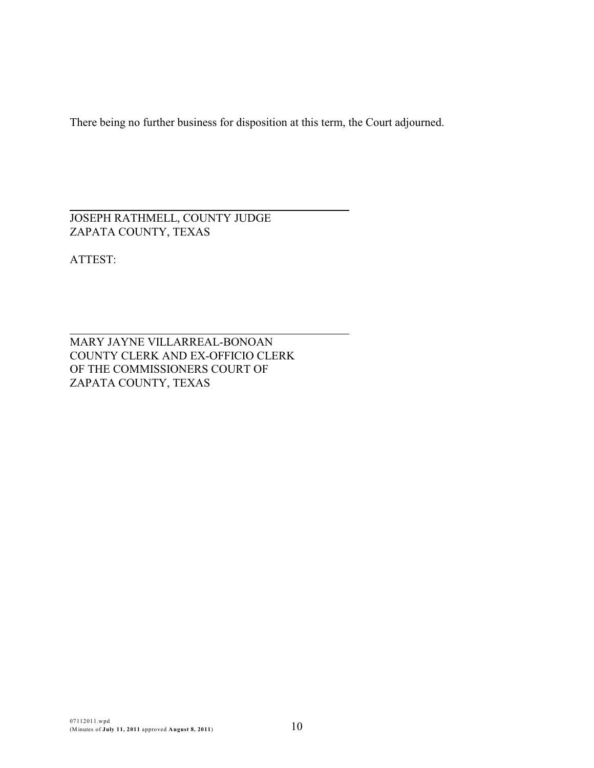There being no further business for disposition at this term, the Court adjourned.

\_\_\_\_\_\_\_\_\_\_\_\_\_\_\_\_\_\_\_\_\_\_\_\_\_\_\_\_\_\_\_\_\_\_\_\_\_\_\_\_

JOSEPH RATHMELL, COUNTY JUDGE
ZAPATA COUNTY, TEXAS

ATTEST:

\_\_\_\_\_\_\_\_\_\_\_\_\_\_\_\_\_\_\_\_\_\_\_\_\_\_\_\_\_\_\_\_\_\_\_\_\_\_\_\_

MARY JAYNE VILLARREAL-BONOAN
COUNTY CLERK AND EX-OFFICIO CLERK
OF THE COMMISSIONERS COURT OF
ZAPATA COUNTY, TEXAS